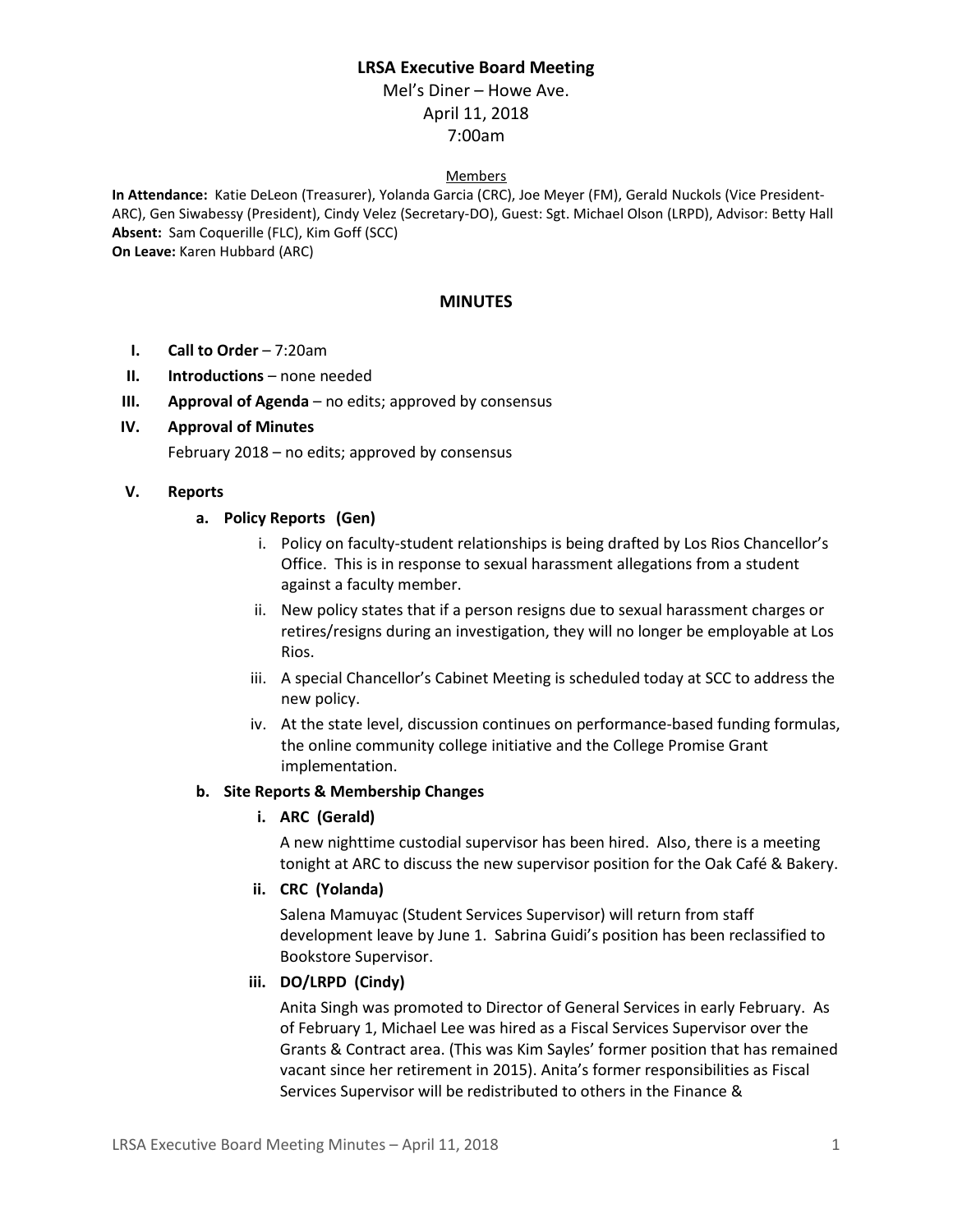# LRSA Executive Board Meeting

Mel's Diner – Howe Ave.
April 11, 2018
7:00am

Members

**In Attendance:** Katie DeLeon (Treasurer), Yolanda Garcia (CRC), Joe Meyer (FM), Gerald Nuckols (Vice President-ARC), Gen Siwabessy (President), Cindy Velez (Secretary-DO), Guest: Sgt. Michael Olson (LRPD), Advisor: Betty Hall
**Absent:** Sam Coquerille (FLC), Kim Goff (SCC)
**On Leave:** Karen Hubbard (ARC)

## MINUTES

I. **Call to Order** – 7:20am

II. **Introductions** – none needed

III. **Approval of Agenda** – no edits; approved by consensus

IV. **Approval of Minutes**

February 2018 – no edits; approved by consensus

V. **Reports**

**a. Policy Reports (Gen)**

i. Policy on faculty-student relationships is being drafted by Los Rios Chancellor's Office. This is in response to sexual harassment allegations from a student against a faculty member.

ii. New policy states that if a person resigns due to sexual harassment charges or retires/resigns during an investigation, they will no longer be employable at Los Rios.

iii. A special Chancellor's Cabinet Meeting is scheduled today at SCC to address the new policy.

iv. At the state level, discussion continues on performance-based funding formulas, the online community college initiative and the College Promise Grant implementation.

**b. Site Reports & Membership Changes**

**i. ARC (Gerald)**

A new nighttime custodial supervisor has been hired. Also, there is a meeting tonight at ARC to discuss the new supervisor position for the Oak Café & Bakery.

**ii. CRC (Yolanda)**

Salena Mamuyac (Student Services Supervisor) will return from staff development leave by June 1. Sabrina Guidi's position has been reclassified to Bookstore Supervisor.

**iii. DO/LRPD (Cindy)**

Anita Singh was promoted to Director of General Services in early February. As of February 1, Michael Lee was hired as a Fiscal Services Supervisor over the Grants & Contract area. (This was Kim Sayles' former position that has remained vacant since her retirement in 2015). Anita's former responsibilities as Fiscal Services Supervisor will be redistributed to others in the Finance &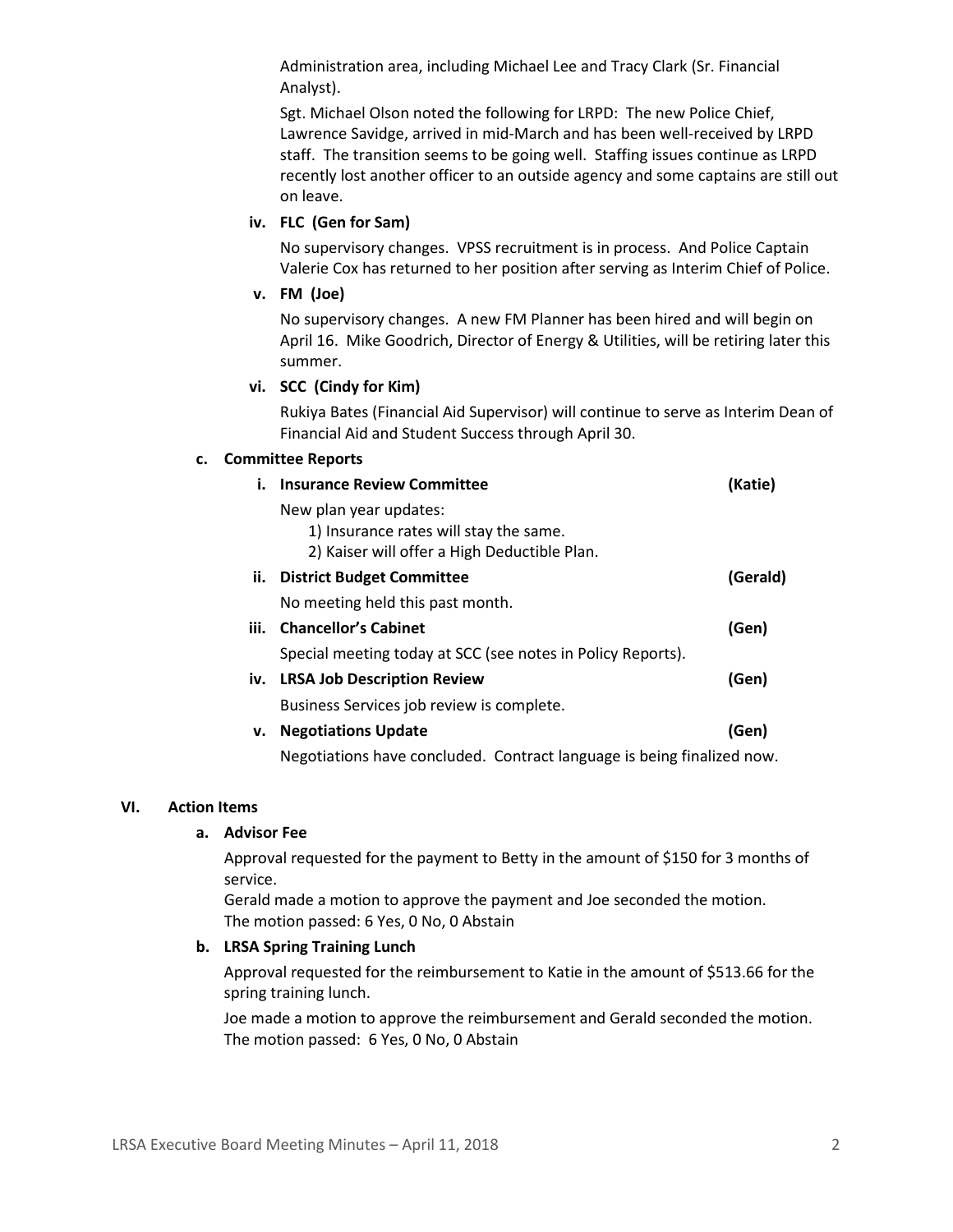Administration area, including Michael Lee and Tracy Clark (Sr. Financial Analyst).

Sgt. Michael Olson noted the following for LRPD: The new Police Chief, Lawrence Savidge, arrived in mid-March and has been well-received by LRPD staff. The transition seems to be going well. Staffing issues continue as LRPD recently lost another officer to an outside agency and some captains are still out on leave.

**iv. FLC (Gen for Sam)**

No supervisory changes. VPSS recruitment is in process. And Police Captain Valerie Cox has returned to her position after serving as Interim Chief of Police.

**v. FM (Joe)**

No supervisory changes. A new FM Planner has been hired and will begin on April 16. Mike Goodrich, Director of Energy & Utilities, will be retiring later this summer.

**vi. SCC (Cindy for Kim)**

Rukiya Bates (Financial Aid Supervisor) will continue to serve as Interim Dean of Financial Aid and Student Success through April 30.

**c. Committee Reports**

**i. Insurance Review Committee (Katie)**

New plan year updates:

1) Insurance rates will stay the same.
2) Kaiser will offer a High Deductible Plan.

**ii. District Budget Committee (Gerald)**

No meeting held this past month.

**iii. Chancellor's Cabinet (Gen)**

Special meeting today at SCC (see notes in Policy Reports).

**iv. LRSA Job Description Review (Gen)**

Business Services job review is complete.

**v. Negotiations Update (Gen)**

Negotiations have concluded. Contract language is being finalized now.

## VI. Action Items

**a. Advisor Fee**

Approval requested for the payment to Betty in the amount of $150 for 3 months of service.
Gerald made a motion to approve the payment and Joe seconded the motion.
The motion passed: 6 Yes, 0 No, 0 Abstain

**b. LRSA Spring Training Lunch**

Approval requested for the reimbursement to Katie in the amount of $513.66 for the spring training lunch.

Joe made a motion to approve the reimbursement and Gerald seconded the motion.
The motion passed: 6 Yes, 0 No, 0 Abstain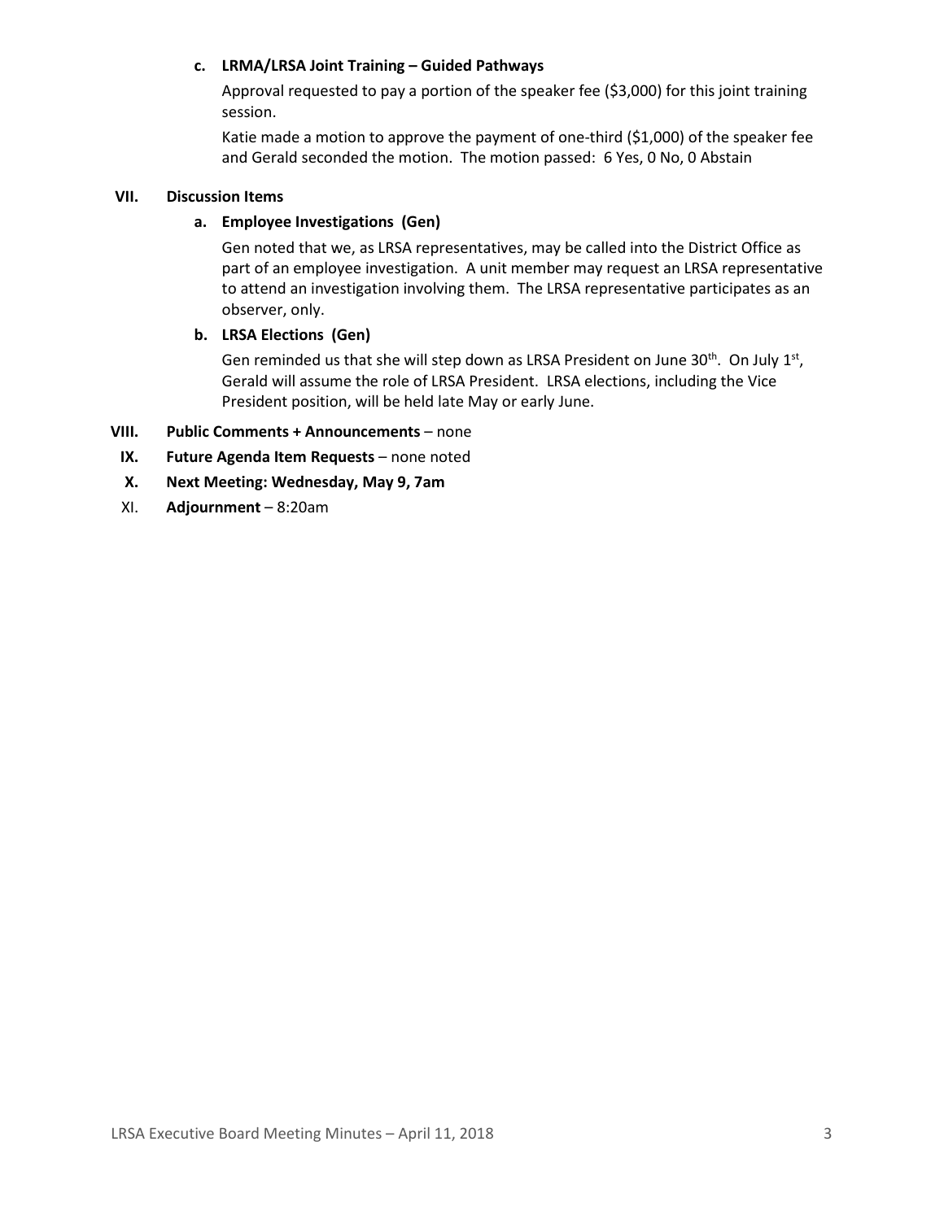**c. LRMA/LRSA Joint Training – Guided Pathways**

Approval requested to pay a portion of the speaker fee ($3,000) for this joint training session.

Katie made a motion to approve the payment of one-third ($1,000) of the speaker fee and Gerald seconded the motion. The motion passed: 6 Yes, 0 No, 0 Abstain

**VII. Discussion Items**

**a. Employee Investigations (Gen)**

Gen noted that we, as LRSA representatives, may be called into the District Office as part of an employee investigation. A unit member may request an LRSA representative to attend an investigation involving them. The LRSA representative participates as an observer, only.

**b. LRSA Elections (Gen)**

Gen reminded us that she will step down as LRSA President on June 30th. On July 1st, Gerald will assume the role of LRSA President. LRSA elections, including the Vice President position, will be held late May or early June.

**VIII. Public Comments + Announcements** – none

**IX. Future Agenda Item Requests** – none noted

**X. Next Meeting: Wednesday, May 9, 7am**

XI. **Adjournment** – 8:20am